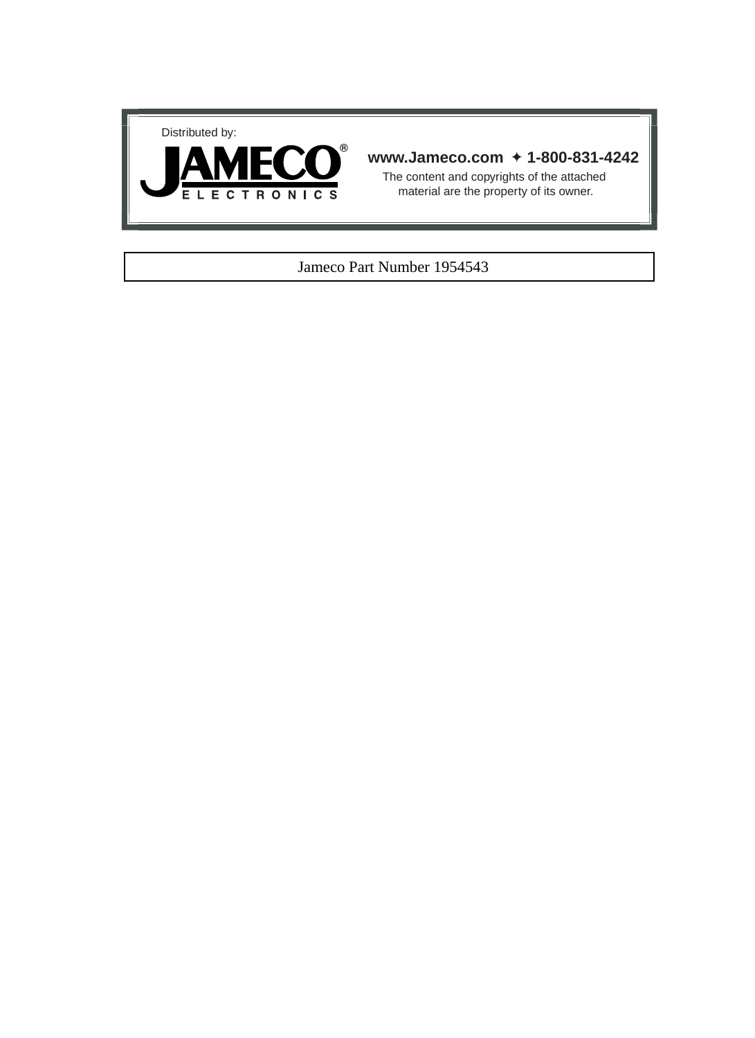Distributed by:

JAMECO® ELECTRONICS

**www.Jameco.com ✦ 1-800-831-4242**

The content and copyrights of the attached material are the property of its owner.

Jameco Part Number 1954543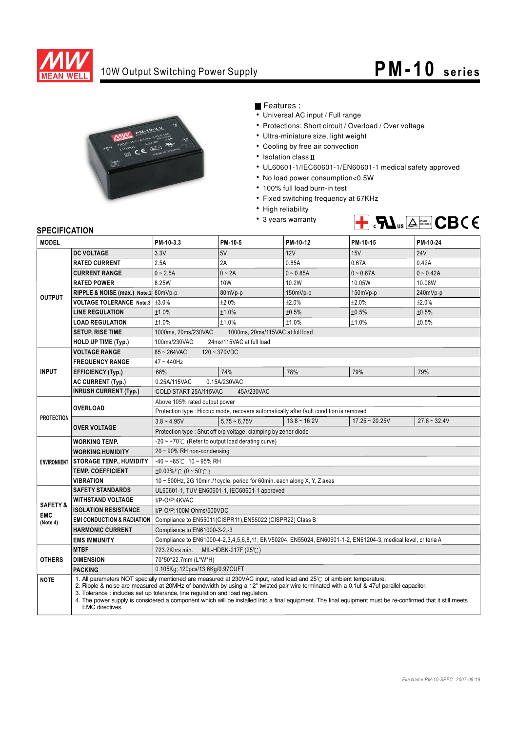# 10W Output Switching Power Supply

## PM-10 series

■ Features :

- Universal AC input / Full range
- Protections: Short circuit / Overload / Over voltage
- Ultra-miniature size, light weight
- Cooling by free air convection
- Isolation class II
- UL60601-1/IEC60601-1/EN60601-1 medical safety approved
- No load power consumption<0.5W
- 100% full load burn-in test
- Fixed switching frequency at 67KHz
- High reliability
- 3 years warranty

## SPECIFICATION

| MODEL | | PM-10-3.3 | PM-10-5 | PM-10-12 | PM-10-15 | PM-10-24 |
|---|---|---|---|---|---|---|
| OUTPUT | DC VOLTAGE | 3.3V | 5V | 12V | 15V | 24V |
| | RATED CURRENT | 2.5A | 2A | 0.85A | 0.67A | 0.42A |
| | CURRENT RANGE | 0 ~ 2.5A | 0 ~ 2A | 0 ~ 0.85A | 0 ~ 0.67A | 0 ~ 0.42A |
| | RATED POWER | 8.25W | 10W | 10.2W | 10.05W | 10.08W |
| | RIPPLE & NOISE (max.) Note.2 | 80mVp-p | 80mVp-p | 150mVp-p | 150mVp-p | 240mVp-p |
| | VOLTAGE TOLERANCE Note.3 | ±3.0% | ±2.0% | ±2.0% | ±2.0% | ±2.0% |
| | LINE REGULATION | ±1.0% | ±1.0% | ±0.5% | ±0.5% | ±0.5% |
| | LOAD REGULATION | ±1.0% | ±1.0% | ±1.0% | ±1.0% | ±0.5% |
| | SETUP, RISE TIME | 1000ms, 20ms/230VAC 1000ms, 20ms/115VAC at full load | | | | |
| | HOLD UP TIME (Typ.) | 100ms/230VAC 24ms/115VAC at full load | | | | |
| INPUT | VOLTAGE RANGE | 85 ~ 264VAC 120 ~ 370VDC | | | | |
| | FREQUENCY RANGE | 47 ~ 440Hz | | | | |
| | EFFICIENCY (Typ.) | 66% | 74% | 78% | 79% | 79% |
| | AC CURRENT (Typ.) | 0.25A/115VAC 0.15A/230VAC | | | | |
| | INRUSH CURRENT (Typ.) | COLD START 25A/115VAC 45A/230VAC | | | | |
| PROTECTION | OVERLOAD | Above 105% rated output power | | | | |
| | | Protection type : Hiccup mode, recovers automatically after fault condition is removed | | | | |
| | OVER VOLTAGE | 3.8 ~ 4.95V | 5.75 ~ 6.75V | 13.8 ~ 16.2V | 17.25 ~ 20.25V | 27.6 ~ 32.4V |
| | | Protection type : Shut off o/p voltage, clamping by zener diode | | | | |
| ENVIRONMENT | WORKING TEMP. | -20 ~ +70℃ (Refer to output load derating curve) | | | | |
| | WORKING HUMIDITY | 20 ~ 90% RH non-condensing | | | | |
| | STORAGE TEMP., HUMIDITY | -40 ~ +85℃, 10 ~ 95% RH | | | | |
| | TEMP. COEFFICIENT | ±0.03%/℃ (0 ~ 50℃) | | | | |
| | VIBRATION | 10 ~ 500Hz, 2G 10min./1cycle, period for 60min. each along X, Y, Z axes | | | | |
| SAFETY & EMC (Note 4) | SAFETY STANDARDS | UL60601-1, TUV EN60601-1, IEC60601-1 approved | | | | |
| | WITHSTAND VOLTAGE | I/P-O/P:4KVAC | | | | |
| | ISOLATION RESISTANCE | I/P-O/P:100M Ohms/500VDC | | | | |
| | EMI CONDUCTION & RADIATION | Compliance to EN55011(CISPR11),EN55022 (CISPR22) Class B | | | | |
| | HARMONIC CURRENT | Compliance to EN61000-3-2,-3 | | | | |
| | EMS IMMUNITY | Compliance to EN61000-4-2,3,4,5,6,8,11; ENV50204, EN55024, EN60601-1-2, EN61204-3, medical level, criteria A | | | | |
| OTHERS | MTBF | 723.2Khrs min. MIL-HDBK-217F (25℃) | | | | |
| | DIMENSION | 70*50*22.7mm (L*W*H) | | | | |
| | PACKING | 0.105Kg; 120pcs/13.6Kg/0.97CUFT | | | | |

**NOTE**

1. All parameters NOT specially mentioned are measured at 230VAC input, rated load and 25℃ of ambient temperature.
2. Ripple & noise are measured at 20MHz of bandwidth by using a 12" twisted pair-wire terminated with a 0.1uf & 47uf parallel capacitor.
3. Tolerance : includes set up tolerance, line regulation and load regulation.
4. The power supply is considered a component which will be installed into a final equipment. The final equipment must be re-confirmed that it still meets EMC directives.

File Name:PM-10-SPEC 2007-09-19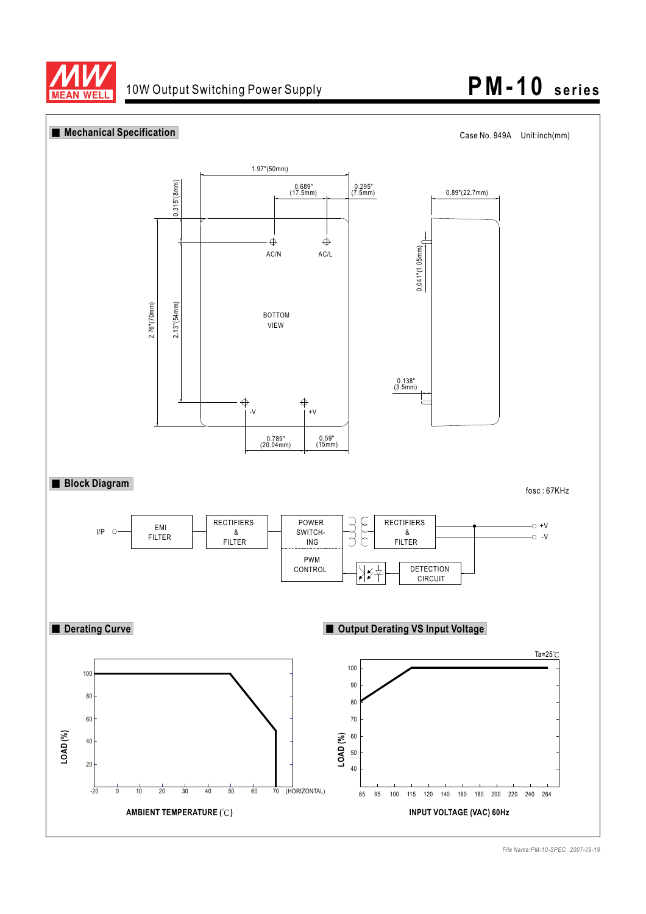10W Output Switching Power Supply

# PM-10 series

## Mechanical Specification

Case No. 949A    Unit:inch(mm)

1.97"(50mm)

0.689" (17.5mm)

0.295" (7.5mm)

0.89"(22.7mm)

0.315"(8mm)

AC/N    AC/L

BOTTOM VIEW

2.76"(70mm)

2.13"(54mm)

0.041"(1.05mm)

0.138" (3.5mm)

-V    +V

0.789" (20.04mm)

0.59" (15mm)

## Block Diagram

fosc : 67KHz

I/P → EMI FILTER → RECTIFIERS & FILTER → POWER SWITCHING / PWM CONTROL → RECTIFIERS & FILTER → +V, -V

DETECTION CIRCUIT

## Derating Curve

LOAD (%)

AMBIENT TEMPERATURE (℃)

-20, 0, 10, 20, 30, 40, 50, 60, 70 (HORIZONTAL)

20, 40, 60, 80, 100

## Output Derating VS Input Voltage

Ta=25℃

LOAD (%)

INPUT VOLTAGE (VAC) 60Hz

85, 95, 100, 115, 120, 140, 160, 180, 200, 220, 240, 264

40, 50, 60, 70, 80, 90, 100

File Name:PM-10-SPEC 2007-09-19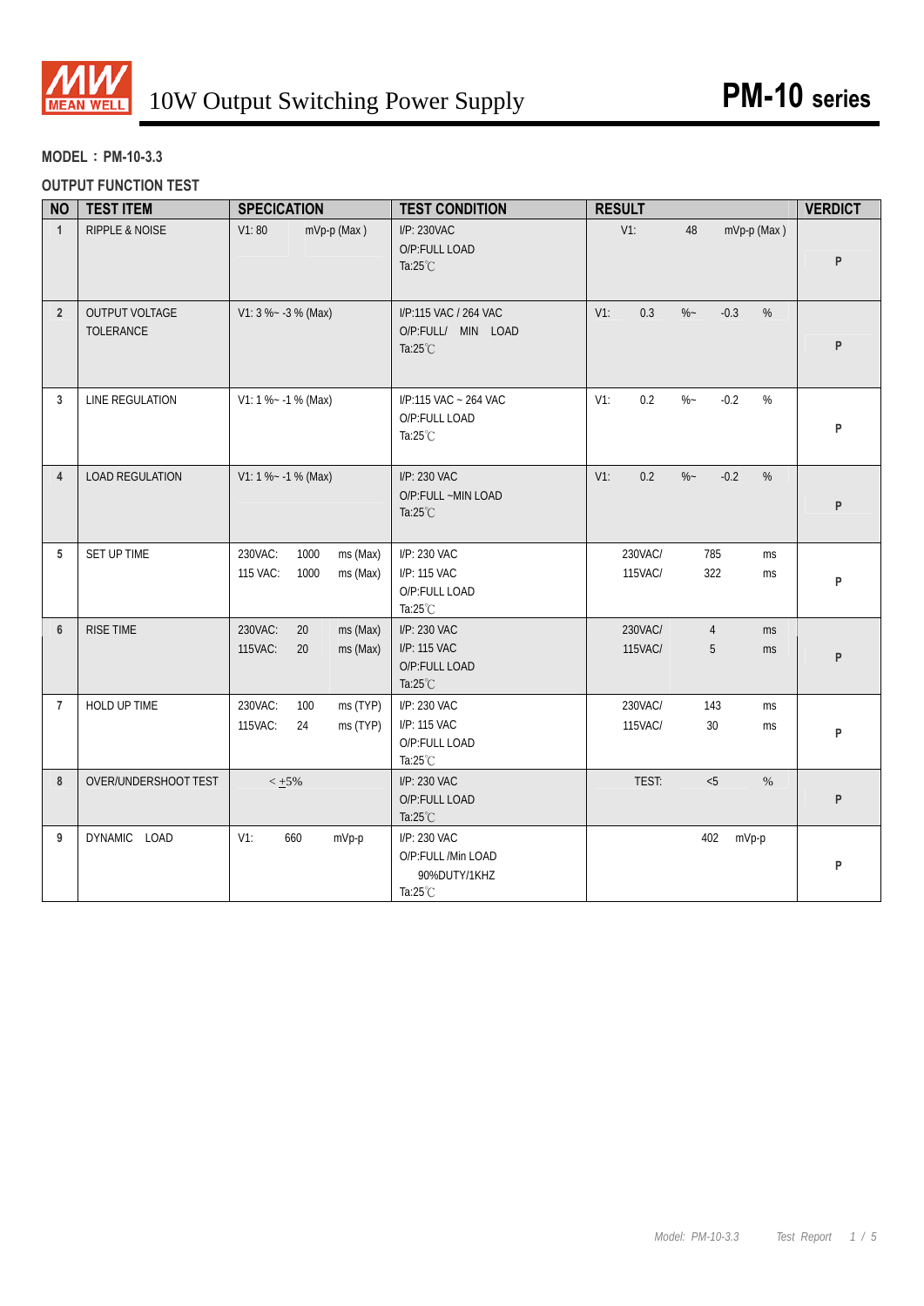MEAN WELL

# 10W Output Switching Power Supply

# PM-10 series

**MODEL：PM-10-3.3**

**OUTPUT FUNCTION TEST**

| NO | TEST ITEM | SPECIATION | TEST CONDITION | RESULT | VERDICT |
|---|---|---|---|---|---|
| 1 | RIPPLE & NOISE | V1: 80 mVp-p (Max) | I/P: 230VAC<br>O/P:FULL LOAD<br>Ta:25℃ | V1: 48 mVp-p (Max) | P |
| 2 | OUTPUT VOLTAGE TOLERANCE | V1: 3 %~ -3 % (Max) | I/P:115 VAC / 264 VAC<br>O/P:FULL/ MIN LOAD<br>Ta:25℃ | V1: 0.3 %~ -0.3 % | P |
| 3 | LINE REGULATION | V1: 1 %~ -1 % (Max) | I/P:115 VAC ~ 264 VAC<br>O/P:FULL LOAD<br>Ta:25℃ | V1: 0.2 %~ -0.2 % | P |
| 4 | LOAD REGULATION | V1: 1 %~ -1 % (Max) | I/P: 230 VAC<br>O/P:FULL ~MIN LOAD<br>Ta:25℃ | V1: 0.2 %~ -0.2 % | P |
| 5 | SET UP TIME | 230VAC: 1000 ms (Max)<br>115 VAC: 1000 ms (Max) | I/P: 230 VAC<br>I/P: 115 VAC<br>O/P:FULL LOAD<br>Ta:25℃ | 230VAC/ 785 ms<br>115VAC/ 322 ms | P |
| 6 | RISE TIME | 230VAC: 20 ms (Max)<br>115VAC: 20 ms (Max) | I/P: 230 VAC<br>I/P: 115 VAC<br>O/P:FULL LOAD<br>Ta:25℃ | 230VAC/ 4 ms<br>115VAC/ 5 ms | P |
| 7 | HOLD UP TIME | 230VAC: 100 ms (TYP)<br>115VAC: 24 ms (TYP) | I/P: 230 VAC<br>I/P: 115 VAC<br>O/P:FULL LOAD<br>Ta:25℃ | 230VAC/ 143 ms<br>115VAC/ 30 ms | P |
| 8 | OVER/UNDERSHOOT TEST | < ±5% | I/P: 230 VAC<br>O/P:FULL LOAD<br>Ta:25℃ | TEST: <5 % | P |
| 9 | DYNAMIC LOAD | V1: 660 mVp-p | I/P: 230 VAC<br>O/P:FULL /Min LOAD<br>90%DUTY/1KHZ<br>Ta:25℃ | 402 mVp-p | P |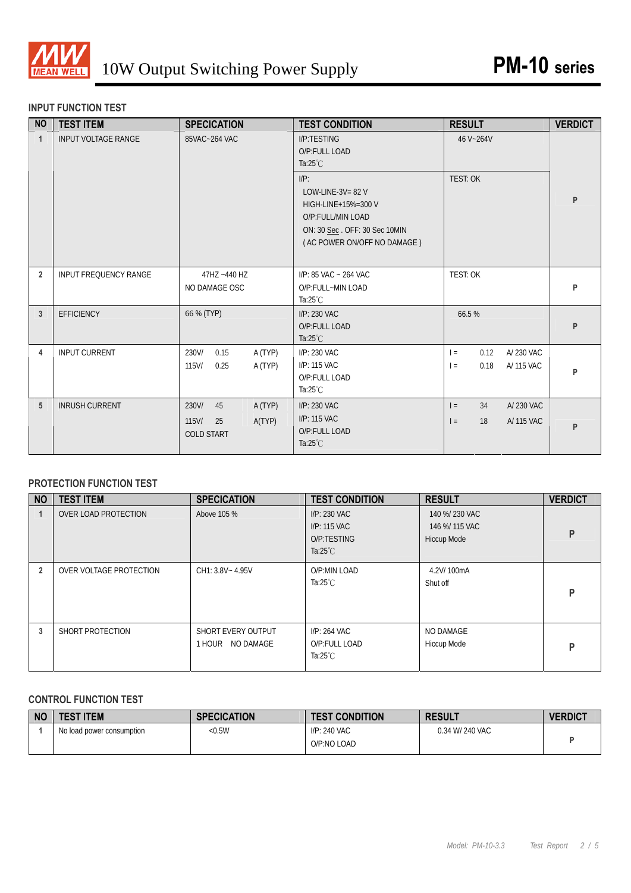# 10W Output Switching Power Supply — PM-10 series

## INPUT FUNCTION TEST

| NO | TEST ITEM | SPECICATION | TEST CONDITION | RESULT | VERDICT |
|---|---|---|---|---|---|
| 1 | INPUT VOLTAGE RANGE | 85VAC~264 VAC | I/P:TESTING<br>O/P:FULL LOAD<br>Ta:25℃ | 46 V~264V | P |
| | | | I/P:<br>LOW-LINE-3V= 82 V<br>HIGH-LINE+15%=300 V<br>O/P:FULL/MIN LOAD<br>ON: 30 Sec . OFF: 30 Sec 10MIN<br>( AC POWER ON/OFF NO DAMAGE ) | TEST: OK | |
| 2 | INPUT FREQUENCY RANGE | 47HZ ~440 HZ<br>NO DAMAGE OSC | I/P: 85 VAC ~ 264 VAC<br>O/P:FULL~MIN LOAD<br>Ta:25℃ | TEST: OK | P |
| 3 | EFFICIENCY | 66 % (TYP) | I/P: 230 VAC<br>O/P:FULL LOAD<br>Ta:25℃ | 66.5 % | P |
| 4 | INPUT CURRENT | 230V/ 0.15 A (TYP)<br>115V/ 0.25 A (TYP) | I/P: 230 VAC<br>I/P: 115 VAC<br>O/P:FULL LOAD<br>Ta:25℃ | I = 0.12 A/ 230 VAC<br>I = 0.18 A/ 115 VAC | P |
| 5 | INRUSH CURRENT | 230V/ 45 A (TYP)<br>115V/ 25 A(TYP)<br>COLD START | I/P: 230 VAC<br>I/P: 115 VAC<br>O/P:FULL LOAD<br>Ta:25℃ | I = 34 A/ 230 VAC<br>I = 18 A/ 115 VAC | P |

## PROTECTION FUNCTION TEST

| NO | TEST ITEM | SPECICATION | TEST CONDITION | RESULT | VERDICT |
|---|---|---|---|---|---|
| 1 | OVER LOAD PROTECTION | Above 105 % | I/P: 230 VAC<br>I/P: 115 VAC<br>O/P:TESTING<br>Ta:25℃ | 140 %/ 230 VAC<br>146 %/ 115 VAC<br>Hiccup Mode | P |
| 2 | OVER VOLTAGE PROTECTION | CH1: 3.8V~ 4.95V | O/P:MIN LOAD<br>Ta:25℃ | 4.2V/ 100mA<br>Shut off | P |
| 3 | SHORT PROTECTION | SHORT EVERY OUTPUT<br>1 HOUR NO DAMAGE | I/P: 264 VAC<br>O/P:FULL LOAD<br>Ta:25℃ | NO DAMAGE<br>Hiccup Mode | P |

## CONTROL FUNCTION TEST

| NO | TEST ITEM | SPECICATION | TEST CONDITION | RESULT | VERDICT |
|---|---|---|---|---|---|
| 1 | No load power consumption | <0.5W | I/P: 240 VAC<br>O/P:NO LOAD | 0.34 W/ 240 VAC | P |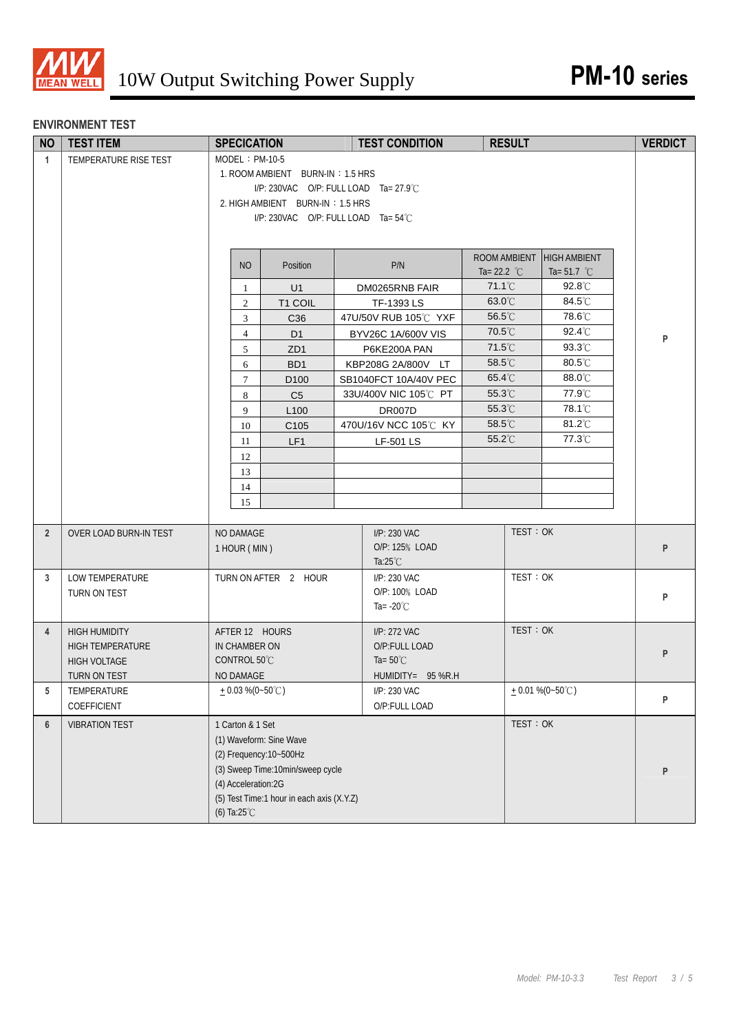## ENVIRONMENT TEST

| NO | TEST ITEM | SPECICATION | TEST CONDITION | RESULT | VERDICT |
|---|---|---|---|---|---|
| 1 | TEMPERATURE RISE TEST | MODEL：PM-10-5<br>1. ROOM AMBIENT BURN-IN：1.5 HRS<br>I/P: 230VAC O/P: FULL LOAD Ta= 27.9℃<br>2. HIGH AMBIENT BURN-IN：1.5 HRS<br>I/P: 230VAC O/P: FULL LOAD Ta= 54℃ | | | P |
| 2 | OVER LOAD BURN-IN TEST | NO DAMAGE<br>1 HOUR ( MIN ) | I/P: 230 VAC<br>O/P: 125% LOAD<br>Ta:25℃ | TEST：OK | P |
| 3 | LOW TEMPERATURE TURN ON TEST | TURN ON AFTER 2 HOUR | I/P: 230 VAC<br>O/P: 100% LOAD<br>Ta= -20℃ | TEST：OK | P |
| 4 | HIGH HUMIDITY HIGH TEMPERATURE HIGH VOLTAGE TURN ON TEST | AFTER 12 HOURS<br>IN CHAMBER ON<br>CONTROL 50℃<br>NO DAMAGE | I/P: 272 VAC<br>O/P:FULL LOAD<br>Ta= 50℃<br>HUMIDITY= 95 %R.H | TEST：OK | P |
| 5 | TEMPERATURE COEFFICIENT | ± 0.03 %(0~50℃) | I/P: 230 VAC<br>O/P:FULL LOAD | ± 0.01 %(0~50℃) | P |
| 6 | VIBRATION TEST | 1 Carton & 1 Set<br>(1) Waveform: Sine Wave<br>(2) Frequency:10~500Hz<br>(3) Sweep Time:10min/sweep cycle<br>(4) Acceleration:2G<br>(5) Test Time:1 hour in each axis (X.Y.Z)<br>(6) Ta:25℃ | | TEST：OK | P |

Temperature rise test results (Test item 1):

| NO | Position | P/N | ROOM AMBIENT Ta= 22.2 ℃ | HIGH AMBIENT Ta= 51.7 ℃ |
|---|---|---|---|---|
| 1 | U1 | DM0265RNB FAIR | 71.1℃ | 92.8℃ |
| 2 | T1 COIL | TF-1393 LS | 63.0℃ | 84.5℃ |
| 3 | C36 | 47U/50V RUB 105℃ YXF | 56.5℃ | 78.6℃ |
| 4 | D1 | BYV26C 1A/600V VIS | 70.5℃ | 92.4℃ |
| 5 | ZD1 | P6KE200A PAN | 71.5℃ | 93.3℃ |
| 6 | BD1 | KBP208G 2A/800V LT | 58.5℃ | 80.5℃ |
| 7 | D100 | SB1040FCT 10A/40V PEC | 65.4℃ | 88.0℃ |
| 8 | C5 | 33U/400V NIC 105℃ PT | 55.3℃ | 77.9℃ |
| 9 | L100 | DR007D | 55.3℃ | 78.1℃ |
| 10 | C105 | 470U/16V NCC 105℃ KY | 58.5℃ | 81.2℃ |
| 11 | LF1 | LF-501 LS | 55.2℃ | 77.3℃ |
| 12 | | | | |
| 13 | | | | |
| 14 | | | | |
| 15 | | | | |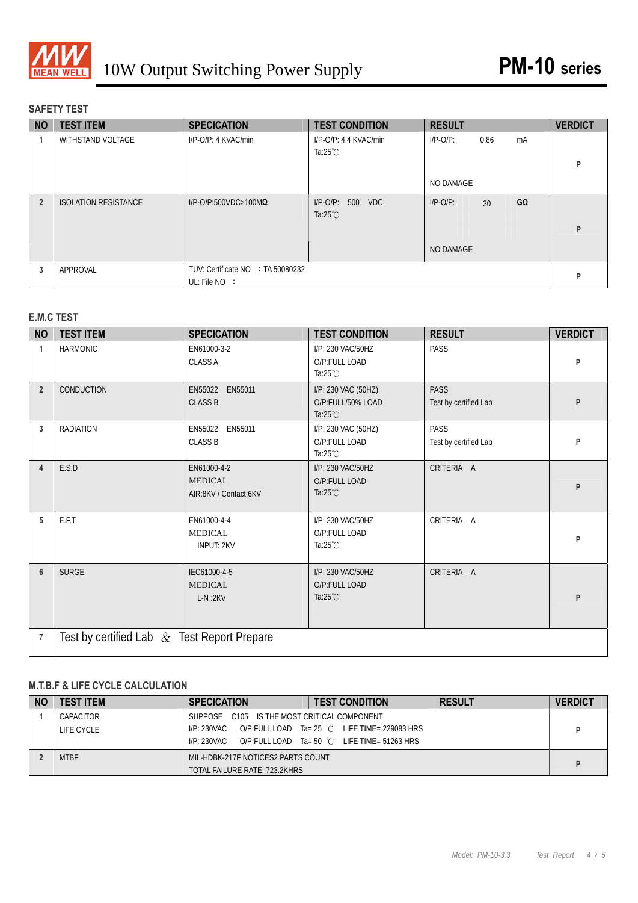# 10W Output Switching Power Supply — PM-10 series

## SAFETY TEST

| NO | TEST ITEM | SPECICATION | TEST CONDITION | RESULT | VERDICT |
|---|---|---|---|---|---|
| 1 | WITHSTAND VOLTAGE | I/P-O/P: 4 KVAC/min | I/P-O/P: 4.4 KVAC/min Ta:25℃ | I/P-O/P: 0.86 mA NO DAMAGE | P |
| 2 | ISOLATION RESISTANCE | I/P-O/P:500VDC>100MΩ | I/P-O/P: 500 VDC Ta:25℃ | I/P-O/P: 30 GΩ NO DAMAGE | P |
| 3 | APPROVAL | TUV: Certificate NO : TA 50080232 UL: File NO : | | | P |

## E.M.C TEST

| NO | TEST ITEM | SPECICATION | TEST CONDITION | RESULT | VERDICT |
|---|---|---|---|---|---|
| 1 | HARMONIC | EN61000-3-2 CLASS A | I/P: 230 VAC/50HZ O/P:FULL LOAD Ta:25℃ | PASS | P |
| 2 | CONDUCTION | EN55022 EN55011 CLASS B | I/P: 230 VAC (50HZ) O/P:FULL/50% LOAD Ta:25℃ | PASS Test by certified Lab | P |
| 3 | RADIATION | EN55022 EN55011 CLASS B | I/P: 230 VAC (50HZ) O/P:FULL LOAD Ta:25℃ | PASS Test by certified Lab | P |
| 4 | E.S.D | EN61000-4-2 MEDICAL AIR:8KV / Contact:6KV | I/P: 230 VAC/50HZ O/P:FULL LOAD Ta:25℃ | CRITERIA A | P |
| 5 | E.F.T | EN61000-4-4 MEDICAL INPUT: 2KV | I/P: 230 VAC/50HZ O/P:FULL LOAD Ta:25℃ | CRITERIA A | P |
| 6 | SURGE | IEC61000-4-5 MEDICAL L-N :2KV | I/P: 230 VAC/50HZ O/P:FULL LOAD Ta:25℃ | CRITERIA A | P |
| 7 | Test by certified Lab & Test Report Prepare | | | | |

## M.T.B.F & LIFE CYCLE CALCULATION

| NO | TEST ITEM | SPECICATION / TEST CONDITION / RESULT | VERDICT |
|---|---|---|---|
| 1 | CAPACITOR LIFE CYCLE | SUPPOSE C105 IS THE MOST CRITICAL COMPONENT<br>I/P: 230VAC O/P:FULL LOAD Ta= 25 ℃ LIFE TIME= 229083 HRS<br>I/P: 230VAC O/P:FULL LOAD Ta= 50 ℃ LIFE TIME= 51263 HRS | P |
| 2 | MTBF | MIL-HDBK-217F NOTICES2 PARTS COUNT<br>TOTAL FAILURE RATE: 723.2KHRS | P |

Model: PM-10-3.3 Test Report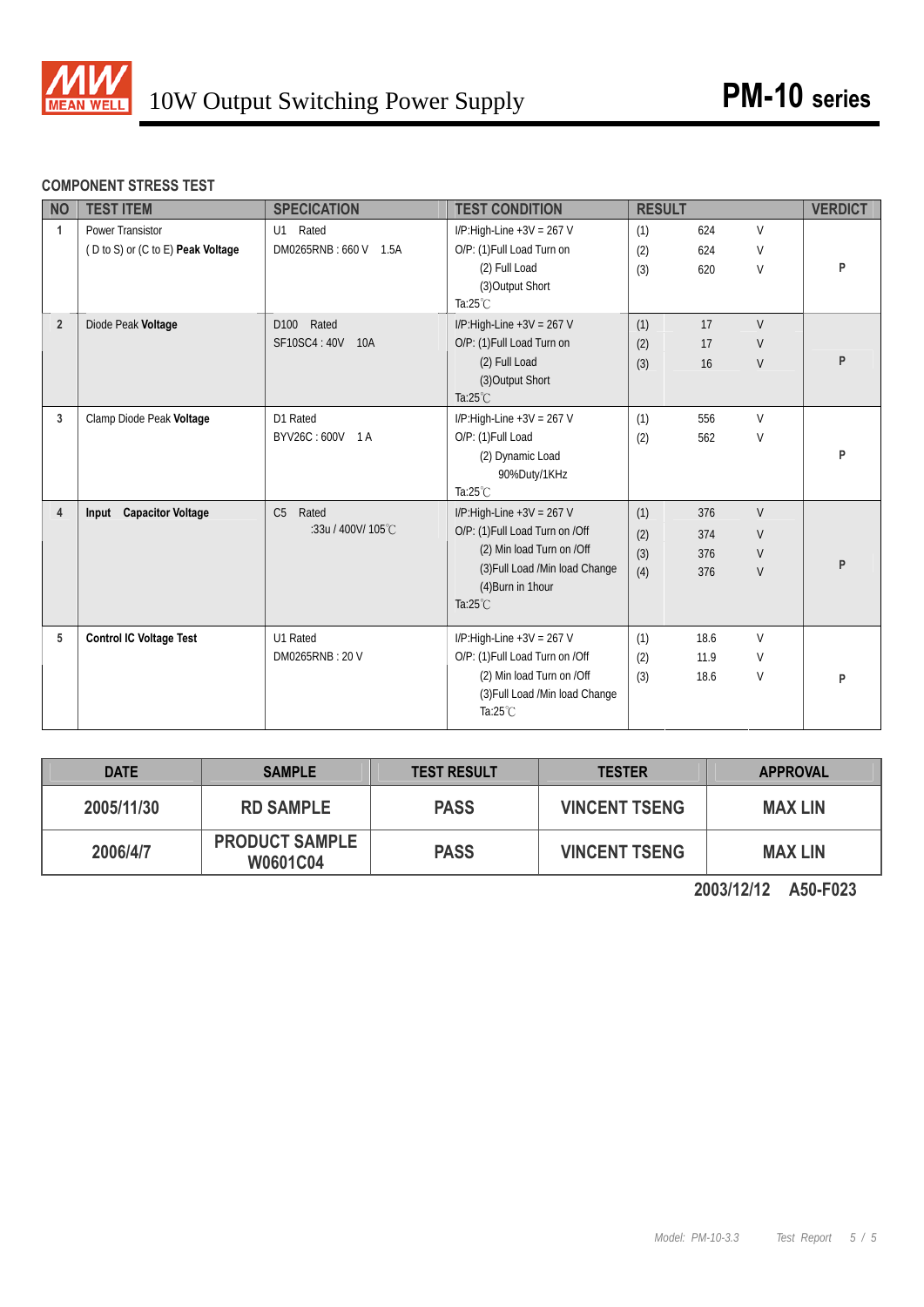## COMPONENT STRESS TEST

| NO | TEST ITEM | SPECICATION | TEST CONDITION | RESULT | | | VERDICT |
|---|---|---|---|---|---|---|---|
| 1 | Power Transistor<br>( D to S) or (C to E) **Peak Voltage** | U1 Rated<br>DM0265RNB : 660 V 1.5A | I/P:High-Line +3V = 267 V<br>O/P: (1)Full Load Turn on<br>(2) Full Load<br>(3)Output Short<br>Ta:25℃ | (1)<br>(2)<br>(3) | 624<br>624<br>620 | V<br>V<br>V | P |
| 2 | Diode Peak **Voltage** | D100 Rated<br>SF10SC4 : 40V 10A | I/P:High-Line +3V = 267 V<br>O/P: (1)Full Load Turn on<br>(2) Full Load<br>(3)Output Short<br>Ta:25℃ | (1)<br>(2)<br>(3) | 17<br>17<br>16 | V<br>V<br>V | P |
| 3 | Clamp Diode Peak **Voltage** | D1 Rated<br>BYV26C : 600V 1 A | I/P:High-Line +3V = 267 V<br>O/P: (1)Full Load<br>(2) Dynamic Load<br>90%Duty/1KHz<br>Ta:25℃ | (1)<br>(2) | 556<br>562 | V<br>V | P |
| 4 | **Input Capacitor Voltage** | C5 Rated<br>:33u / 400V/ 105℃ | I/P:High-Line +3V = 267 V<br>O/P: (1)Full Load Turn on /Off<br>(2) Min load Turn on /Off<br>(3)Full Load /Min load Change<br>(4)Burn in 1hour<br>Ta:25℃ | (1)<br>(2)<br>(3)<br>(4) | 376<br>374<br>376<br>376 | V<br>V<br>V<br>V | P |
| 5 | **Control IC Voltage Test** | U1 Rated<br>DM0265RNB : 20 V | I/P:High-Line +3V = 267 V<br>O/P: (1)Full Load Turn on /Off<br>(2) Min load Turn on /Off<br>(3)Full Load /Min load Change<br>Ta:25℃ | (1)<br>(2)<br>(3) | 18.6<br>11.9<br>18.6 | V<br>V<br>V | P |

| DATE | SAMPLE | TEST RESULT | TESTER | APPROVAL |
|---|---|---|---|---|
| 2005/11/30 | RD SAMPLE | PASS | VINCENT TSENG | MAX LIN |
| 2006/4/7 | PRODUCT SAMPLE W0601C04 | PASS | VINCENT TSENG | MAX LIN |

2003/12/12 A50-F023